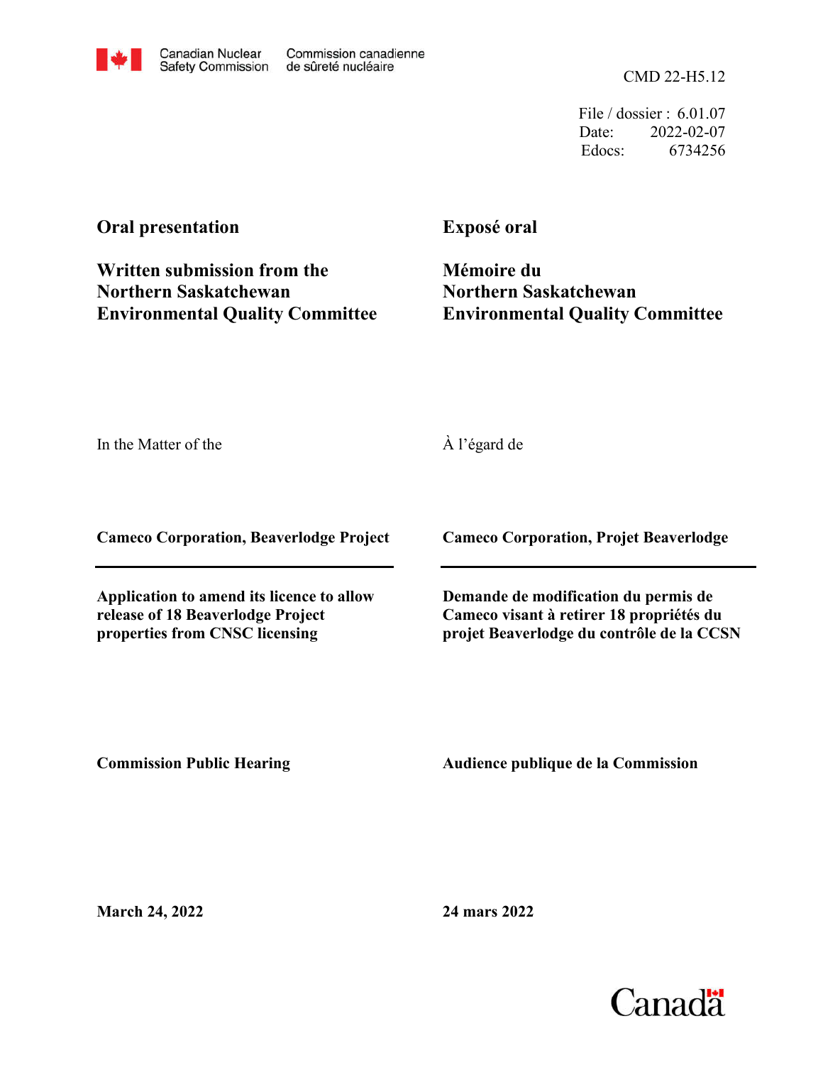Canadian Nuclear Safety Commission | Commission canadienne de sûreté nucléaire

CMD 22-H5.12

File / dossier : 6.01.07
Date: 2022-02-07
Edocs: 6734256

**Oral presentation**

**Written submission from the Northern Saskatchewan Environmental Quality Committee**

**Exposé oral**

**Mémoire du Northern Saskatchewan Environmental Quality Committee**

In the Matter of the

À l'égard de

**Cameco Corporation, Beaverlodge Project**

**Cameco Corporation, Projet Beaverlodge**

**Application to amend its licence to allow release of 18 Beaverlodge Project properties from CNSC licensing**

**Demande de modification du permis de Cameco visant à retirer 18 propriétés du projet Beaverlodge du contrôle de la CCSN**

**Commission Public Hearing**

**Audience publique de la Commission**

**March 24, 2022**

**24 mars 2022**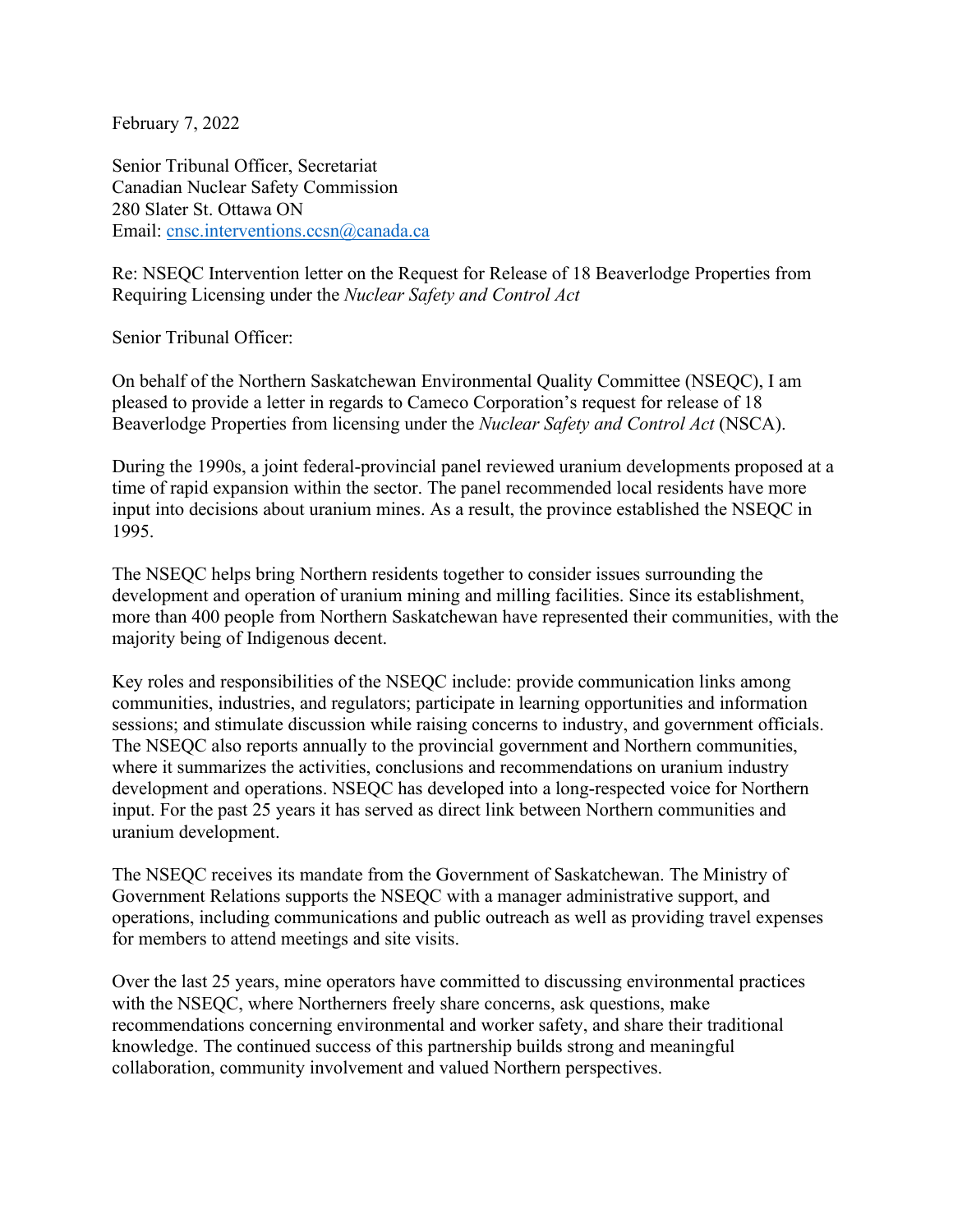February 7, 2022

Senior Tribunal Officer, Secretariat
Canadian Nuclear Safety Commission
280 Slater St. Ottawa ON
Email: cnsc.interventions.ccsn@canada.ca

Re: NSEQC Intervention letter on the Request for Release of 18 Beaverlodge Properties from Requiring Licensing under the *Nuclear Safety and Control Act*

Senior Tribunal Officer:

On behalf of the Northern Saskatchewan Environmental Quality Committee (NSEQC), I am pleased to provide a letter in regards to Cameco Corporation's request for release of 18 Beaverlodge Properties from licensing under the *Nuclear Safety and Control Act* (NSCA).

During the 1990s, a joint federal-provincial panel reviewed uranium developments proposed at a time of rapid expansion within the sector. The panel recommended local residents have more input into decisions about uranium mines. As a result, the province established the NSEQC in 1995.

The NSEQC helps bring Northern residents together to consider issues surrounding the development and operation of uranium mining and milling facilities. Since its establishment, more than 400 people from Northern Saskatchewan have represented their communities, with the majority being of Indigenous decent.

Key roles and responsibilities of the NSEQC include: provide communication links among communities, industries, and regulators; participate in learning opportunities and information sessions; and stimulate discussion while raising concerns to industry, and government officials. The NSEQC also reports annually to the provincial government and Northern communities, where it summarizes the activities, conclusions and recommendations on uranium industry development and operations. NSEQC has developed into a long-respected voice for Northern input. For the past 25 years it has served as direct link between Northern communities and uranium development.

The NSEQC receives its mandate from the Government of Saskatchewan. The Ministry of Government Relations supports the NSEQC with a manager administrative support, and operations, including communications and public outreach as well as providing travel expenses for members to attend meetings and site visits.

Over the last 25 years, mine operators have committed to discussing environmental practices with the NSEQC, where Northerners freely share concerns, ask questions, make recommendations concerning environmental and worker safety, and share their traditional knowledge. The continued success of this partnership builds strong and meaningful collaboration, community involvement and valued Northern perspectives.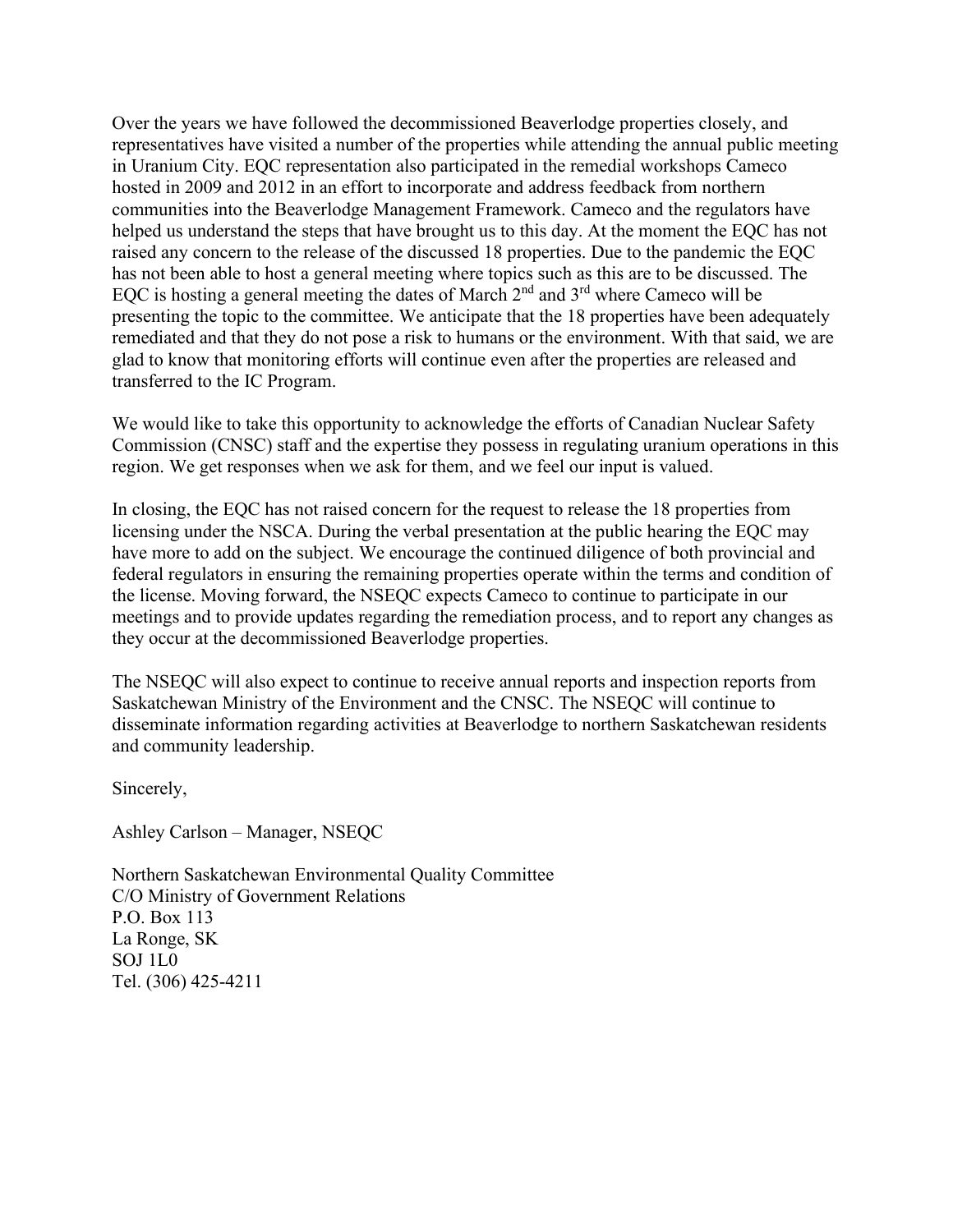Over the years we have followed the decommissioned Beaverlodge properties closely, and representatives have visited a number of the properties while attending the annual public meeting in Uranium City. EQC representation also participated in the remedial workshops Cameco hosted in 2009 and 2012 in an effort to incorporate and address feedback from northern communities into the Beaverlodge Management Framework. Cameco and the regulators have helped us understand the steps that have brought us to this day. At the moment the EQC has not raised any concern to the release of the discussed 18 properties. Due to the pandemic the EQC has not been able to host a general meeting where topics such as this are to be discussed. The EQC is hosting a general meeting the dates of March 2nd and 3rd where Cameco will be presenting the topic to the committee. We anticipate that the 18 properties have been adequately remediated and that they do not pose a risk to humans or the environment. With that said, we are glad to know that monitoring efforts will continue even after the properties are released and transferred to the IC Program.

We would like to take this opportunity to acknowledge the efforts of Canadian Nuclear Safety Commission (CNSC) staff and the expertise they possess in regulating uranium operations in this region. We get responses when we ask for them, and we feel our input is valued.

In closing, the EQC has not raised concern for the request to release the 18 properties from licensing under the NSCA. During the verbal presentation at the public hearing the EQC may have more to add on the subject. We encourage the continued diligence of both provincial and federal regulators in ensuring the remaining properties operate within the terms and condition of the license. Moving forward, the NSEQC expects Cameco to continue to participate in our meetings and to provide updates regarding the remediation process, and to report any changes as they occur at the decommissioned Beaverlodge properties.

The NSEQC will also expect to continue to receive annual reports and inspection reports from Saskatchewan Ministry of the Environment and the CNSC. The NSEQC will continue to disseminate information regarding activities at Beaverlodge to northern Saskatchewan residents and community leadership.

Sincerely,

Ashley Carlson – Manager, NSEQC

Northern Saskatchewan Environmental Quality Committee
C/O Ministry of Government Relations
P.O. Box 113
La Ronge, SK
SOJ 1L0
Tel. (306) 425-4211